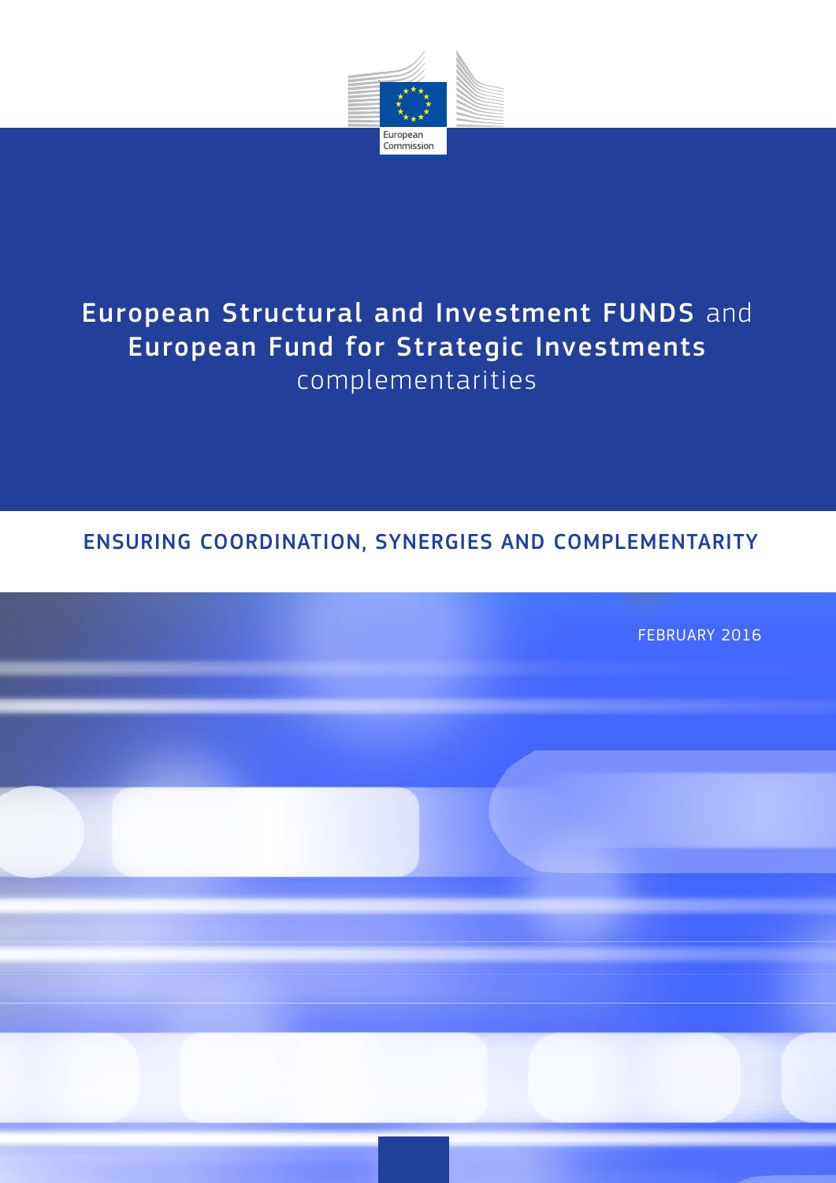European Commission

# European Structural and Investment FUNDS and European Fund for Strategic Investments complementarities

## ENSURING COORDINATION, SYNERGIES AND COMPLEMENTARITY

FEBRUARY 2016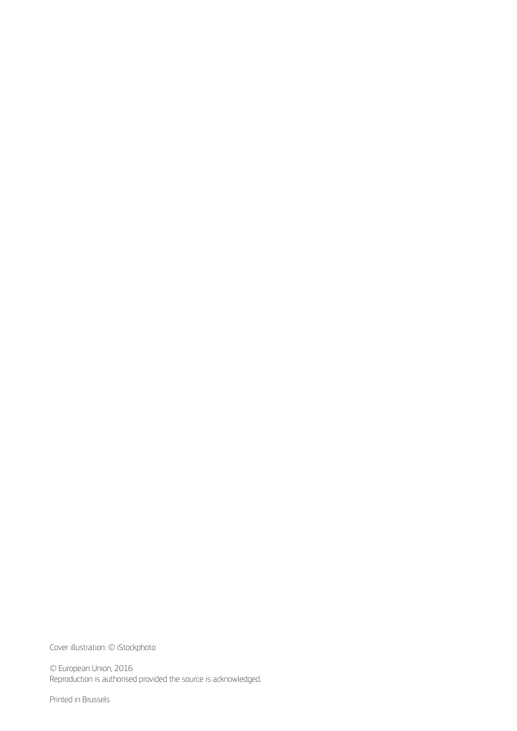Cover illustration: © iStockphoto

© European Union, 2016
Reproduction is authorised provided the source is acknowledged.

Printed in Brussels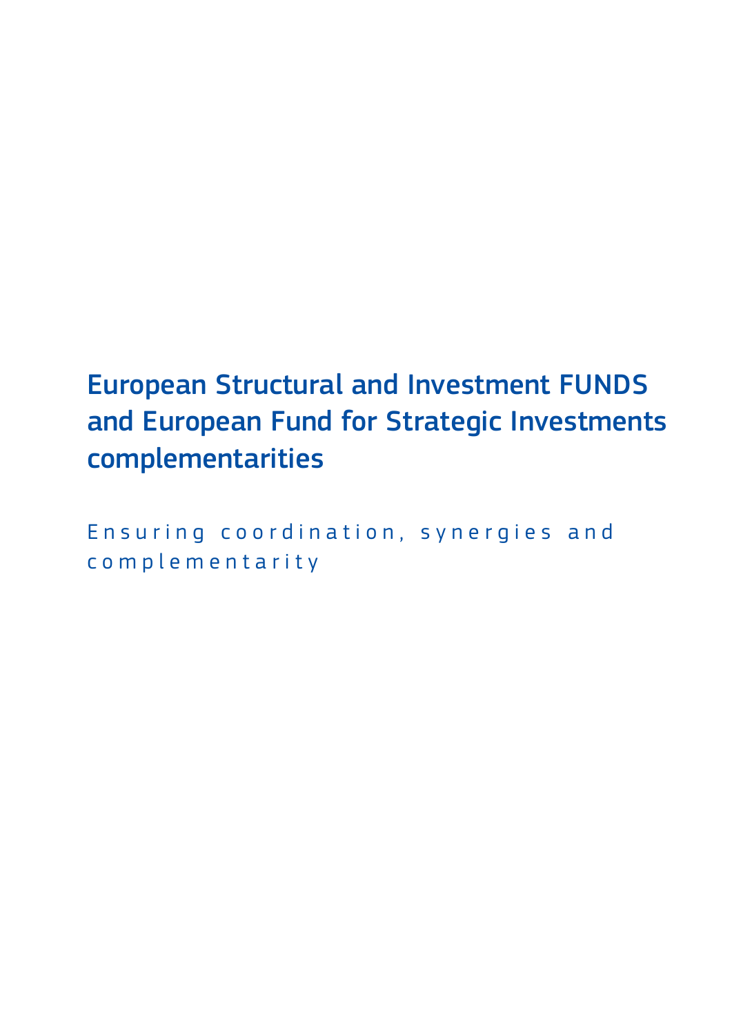# European Structural and Investment FUNDS and European Fund for Strategic Investments complementarities

Ensuring coordination, synergies and complementarity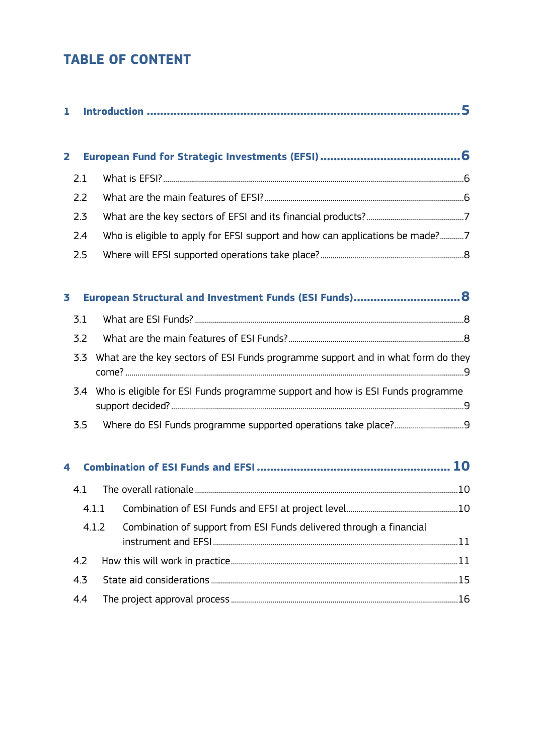# TABLE OF CONTENT

**1 Introduction .................................................................................... 5**

**2 European Fund for Strategic Investments (EFSI) ......................................... 6**

2.1 What is EFSI? ..................................................................................... 6

2.2 What are the main features of EFSI? ........................................................ 6

2.3 What are the key sectors of EFSI and its financial products? ........................ 7

2.4 Who is eligible to apply for EFSI support and how can applications be made? ........... 7

2.5 Where will EFSI supported operations take place? ......................................... 8

**3 European Structural and Investment Funds (ESI Funds) ................................ 8**

3.1 What are ESI Funds? ............................................................................ 8

3.2 What are the main features of ESI Funds? ................................................. 8

3.3 What are the key sectors of ESI Funds programme support and in what form do they come? ................................................................................................ 9

3.4 Who is eligible for ESI Funds programme support and how is ESI Funds programme support decided? ................................................................................ 9

3.5 Where do ESI Funds programme supported operations take place? .................. 9

**4 Combination of ESI Funds and EFSI ......................................................... 10**

4.1 The overall rationale ............................................................................ 10

4.1.1 Combination of ESI Funds and EFSI at project level ............................... 10

4.1.2 Combination of support from ESI Funds delivered through a financial instrument and EFSI ........................................................................... 11

4.2 How this will work in practice ................................................................ 11

4.3 State aid considerations ........................................................................ 15

4.4 The project approval process ................................................................. 16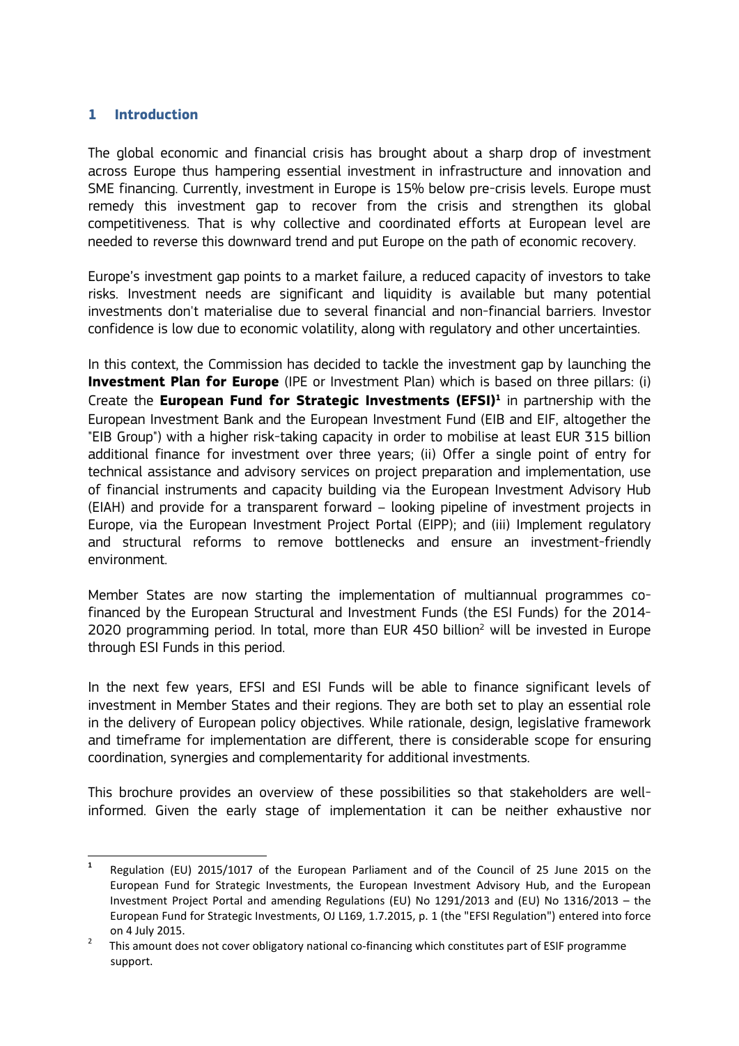## 1 Introduction

The global economic and financial crisis has brought about a sharp drop of investment across Europe thus hampering essential investment in infrastructure and innovation and SME financing. Currently, investment in Europe is 15% below pre-crisis levels. Europe must remedy this investment gap to recover from the crisis and strengthen its global competitiveness. That is why collective and coordinated efforts at European level are needed to reverse this downward trend and put Europe on the path of economic recovery.

Europe's investment gap points to a market failure, a reduced capacity of investors to take risks. Investment needs are significant and liquidity is available but many potential investments don't materialise due to several financial and non-financial barriers. Investor confidence is low due to economic volatility, along with regulatory and other uncertainties.

In this context, the Commission has decided to tackle the investment gap by launching the **Investment Plan for Europe** (IPE or Investment Plan) which is based on three pillars: (i) Create the **European Fund for Strategic Investments (EFSI)**[1] in partnership with the European Investment Bank and the European Investment Fund (EIB and EIF, altogether the "EIB Group") with a higher risk-taking capacity in order to mobilise at least EUR 315 billion additional finance for investment over three years; (ii) Offer a single point of entry for technical assistance and advisory services on project preparation and implementation, use of financial instruments and capacity building via the European Investment Advisory Hub (EIAH) and provide for a transparent forward – looking pipeline of investment projects in Europe, via the European Investment Project Portal (EIPP); and (iii) Implement regulatory and structural reforms to remove bottlenecks and ensure an investment-friendly environment.

Member States are now starting the implementation of multiannual programmes co-financed by the European Structural and Investment Funds (the ESI Funds) for the 2014-2020 programming period. In total, more than EUR 450 billion[2] will be invested in Europe through ESI Funds in this period.

In the next few years, EFSI and ESI Funds will be able to finance significant levels of investment in Member States and their regions. They are both set to play an essential role in the delivery of European policy objectives. While rationale, design, legislative framework and timeframe for implementation are different, there is considerable scope for ensuring coordination, synergies and complementarity for additional investments.

This brochure provides an overview of these possibilities so that stakeholders are well-informed. Given the early stage of implementation it can be neither exhaustive nor

---

[1] Regulation (EU) 2015/1017 of the European Parliament and of the Council of 25 June 2015 on the European Fund for Strategic Investments, the European Investment Advisory Hub, and the European Investment Project Portal and amending Regulations (EU) No 1291/2013 and (EU) No 1316/2013 – the European Fund for Strategic Investments, OJ L169, 1.7.2015, p. 1 (the "EFSI Regulation") entered into force on 4 July 2015.

[2] This amount does not cover obligatory national co-financing which constitutes part of ESIF programme support.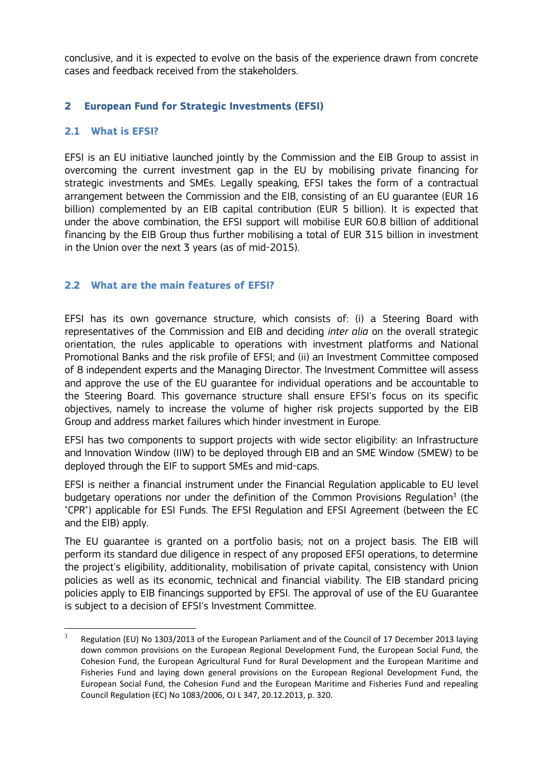conclusive, and it is expected to evolve on the basis of the experience drawn from concrete cases and feedback received from the stakeholders.

## 2 European Fund for Strategic Investments (EFSI)

### 2.1 What is EFSI?

EFSI is an EU initiative launched jointly by the Commission and the EIB Group to assist in overcoming the current investment gap in the EU by mobilising private financing for strategic investments and SMEs. Legally speaking, EFSI takes the form of a contractual arrangement between the Commission and the EIB, consisting of an EU guarantee (EUR 16 billion) complemented by an EIB capital contribution (EUR 5 billion). It is expected that under the above combination, the EFSI support will mobilise EUR 60.8 billion of additional financing by the EIB Group thus further mobilising a total of EUR 315 billion in investment in the Union over the next 3 years (as of mid-2015).

### 2.2 What are the main features of EFSI?

EFSI has its own governance structure, which consists of: (i) a Steering Board with representatives of the Commission and EIB and deciding *inter alia* on the overall strategic orientation, the rules applicable to operations with investment platforms and National Promotional Banks and the risk profile of EFSI; and (ii) an Investment Committee composed of 8 independent experts and the Managing Director. The Investment Committee will assess and approve the use of the EU guarantee for individual operations and be accountable to the Steering Board. This governance structure shall ensure EFSI's focus on its specific objectives, namely to increase the volume of higher risk projects supported by the EIB Group and address market failures which hinder investment in Europe.

EFSI has two components to support projects with wide sector eligibility: an Infrastructure and Innovation Window (IIW) to be deployed through EIB and an SME Window (SMEW) to be deployed through the EIF to support SMEs and mid-caps.

EFSI is neither a financial instrument under the Financial Regulation applicable to EU level budgetary operations nor under the definition of the Common Provisions Regulation[3] (the "CPR") applicable for ESI Funds. The EFSI Regulation and EFSI Agreement (between the EC and the EIB) apply.

The EU guarantee is granted on a portfolio basis; not on a project basis. The EIB will perform its standard due diligence in respect of any proposed EFSI operations, to determine the project's eligibility, additionality, mobilisation of private capital, consistency with Union policies as well as its economic, technical and financial viability. The EIB standard pricing policies apply to EIB financings supported by EFSI. The approval of use of the EU Guarantee is subject to a decision of EFSI's Investment Committee.

---

[3] Regulation (EU) No 1303/2013 of the European Parliament and of the Council of 17 December 2013 laying down common provisions on the European Regional Development Fund, the European Social Fund, the Cohesion Fund, the European Agricultural Fund for Rural Development and the European Maritime and Fisheries Fund and laying down general provisions on the European Regional Development Fund, the European Social Fund, the Cohesion Fund and the European Maritime and Fisheries Fund and repealing Council Regulation (EC) No 1083/2006, OJ L 347, 20.12.2013, p. 320.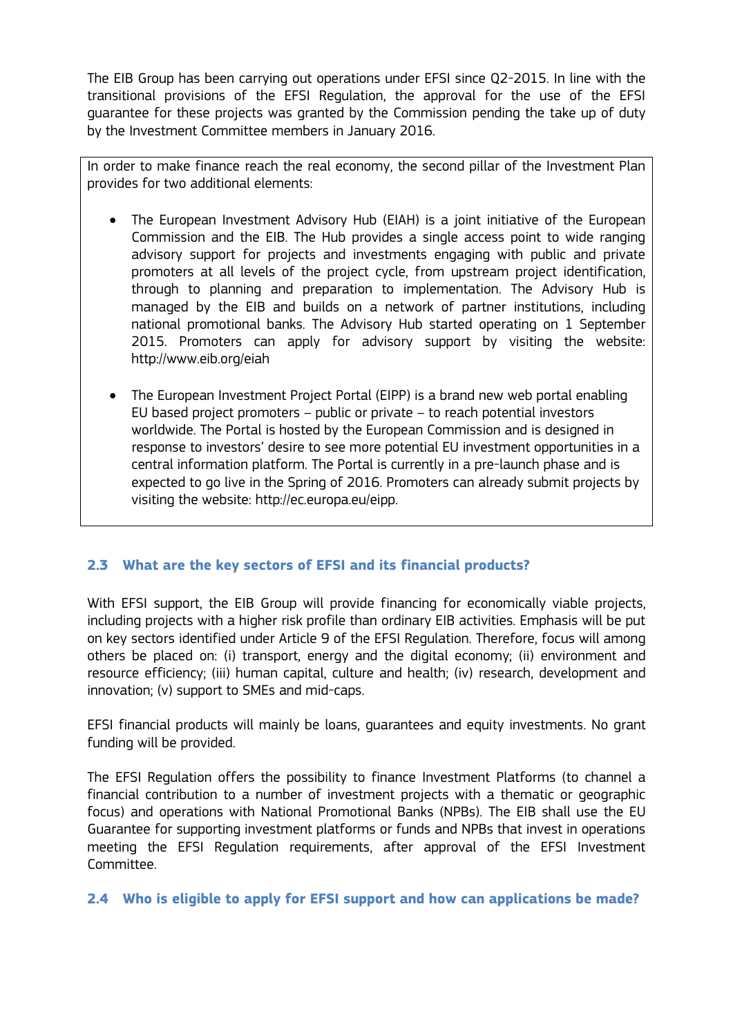The EIB Group has been carrying out operations under EFSI since Q2-2015. In line with the transitional provisions of the EFSI Regulation, the approval for the use of the EFSI guarantee for these projects was granted by the Commission pending the take up of duty by the Investment Committee members in January 2016.

In order to make finance reach the real economy, the second pillar of the Investment Plan provides for two additional elements:

- The European Investment Advisory Hub (EIAH) is a joint initiative of the European Commission and the EIB. The Hub provides a single access point to wide ranging advisory support for projects and investments engaging with public and private promoters at all levels of the project cycle, from upstream project identification, through to planning and preparation to implementation. The Advisory Hub is managed by the EIB and builds on a network of partner institutions, including national promotional banks. The Advisory Hub started operating on 1 September 2015. Promoters can apply for advisory support by visiting the website: http://www.eib.org/eiah

- The European Investment Project Portal (EIPP) is a brand new web portal enabling EU based project promoters – public or private – to reach potential investors worldwide. The Portal is hosted by the European Commission and is designed in response to investors' desire to see more potential EU investment opportunities in a central information platform. The Portal is currently in a pre-launch phase and is expected to go live in the Spring of 2016. Promoters can already submit projects by visiting the website: http://ec.europa.eu/eipp.

## 2.3 What are the key sectors of EFSI and its financial products?

With EFSI support, the EIB Group will provide financing for economically viable projects, including projects with a higher risk profile than ordinary EIB activities. Emphasis will be put on key sectors identified under Article 9 of the EFSI Regulation. Therefore, focus will among others be placed on: (i) transport, energy and the digital economy; (ii) environment and resource efficiency; (iii) human capital, culture and health; (iv) research, development and innovation; (v) support to SMEs and mid-caps.

EFSI financial products will mainly be loans, guarantees and equity investments. No grant funding will be provided.

The EFSI Regulation offers the possibility to finance Investment Platforms (to channel a financial contribution to a number of investment projects with a thematic or geographic focus) and operations with National Promotional Banks (NPBs). The EIB shall use the EU Guarantee for supporting investment platforms or funds and NPBs that invest in operations meeting the EFSI Regulation requirements, after approval of the EFSI Investment Committee.

## 2.4 Who is eligible to apply for EFSI support and how can applications be made?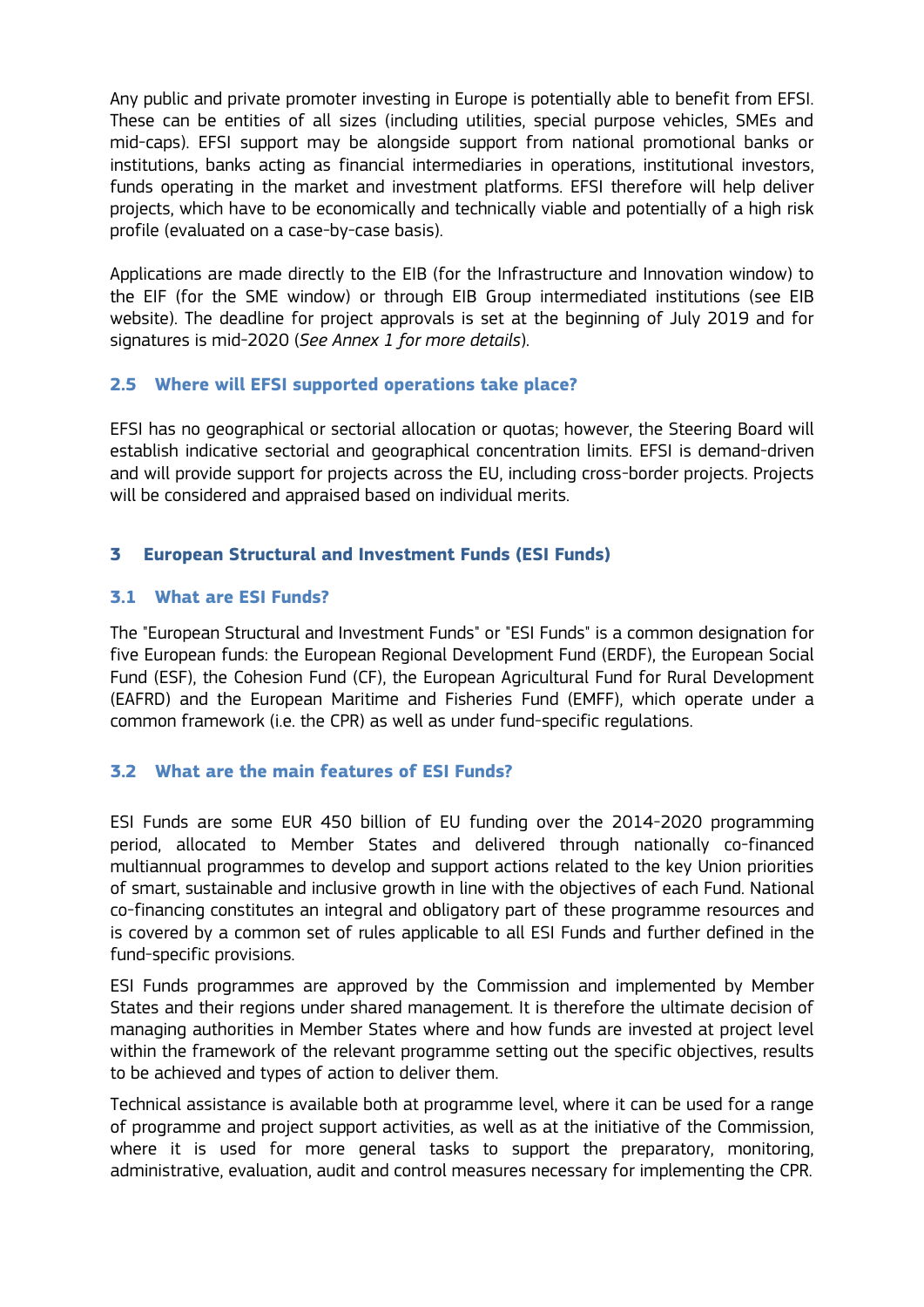Any public and private promoter investing in Europe is potentially able to benefit from EFSI. These can be entities of all sizes (including utilities, special purpose vehicles, SMEs and mid-caps). EFSI support may be alongside support from national promotional banks or institutions, banks acting as financial intermediaries in operations, institutional investors, funds operating in the market and investment platforms. EFSI therefore will help deliver projects, which have to be economically and technically viable and potentially of a high risk profile (evaluated on a case-by-case basis).

Applications are made directly to the EIB (for the Infrastructure and Innovation window) to the EIF (for the SME window) or through EIB Group intermediated institutions (see EIB website). The deadline for project approvals is set at the beginning of July 2019 and for signatures is mid-2020 (*See Annex 1 for more details*).

### 2.5 Where will EFSI supported operations take place?

EFSI has no geographical or sectorial allocation or quotas; however, the Steering Board will establish indicative sectorial and geographical concentration limits. EFSI is demand-driven and will provide support for projects across the EU, including cross-border projects. Projects will be considered and appraised based on individual merits.

## 3 European Structural and Investment Funds (ESI Funds)

### 3.1 What are ESI Funds?

The "European Structural and Investment Funds" or "ESI Funds" is a common designation for five European funds: the European Regional Development Fund (ERDF), the European Social Fund (ESF), the Cohesion Fund (CF), the European Agricultural Fund for Rural Development (EAFRD) and the European Maritime and Fisheries Fund (EMFF), which operate under a common framework (i.e. the CPR) as well as under fund-specific regulations.

### 3.2 What are the main features of ESI Funds?

ESI Funds are some EUR 450 billion of EU funding over the 2014-2020 programming period, allocated to Member States and delivered through nationally co-financed multiannual programmes to develop and support actions related to the key Union priorities of smart, sustainable and inclusive growth in line with the objectives of each Fund. National co-financing constitutes an integral and obligatory part of these programme resources and is covered by a common set of rules applicable to all ESI Funds and further defined in the fund-specific provisions.

ESI Funds programmes are approved by the Commission and implemented by Member States and their regions under shared management. It is therefore the ultimate decision of managing authorities in Member States where and how funds are invested at project level within the framework of the relevant programme setting out the specific objectives, results to be achieved and types of action to deliver them.

Technical assistance is available both at programme level, where it can be used for a range of programme and project support activities, as well as at the initiative of the Commission, where it is used for more general tasks to support the preparatory, monitoring, administrative, evaluation, audit and control measures necessary for implementing the CPR.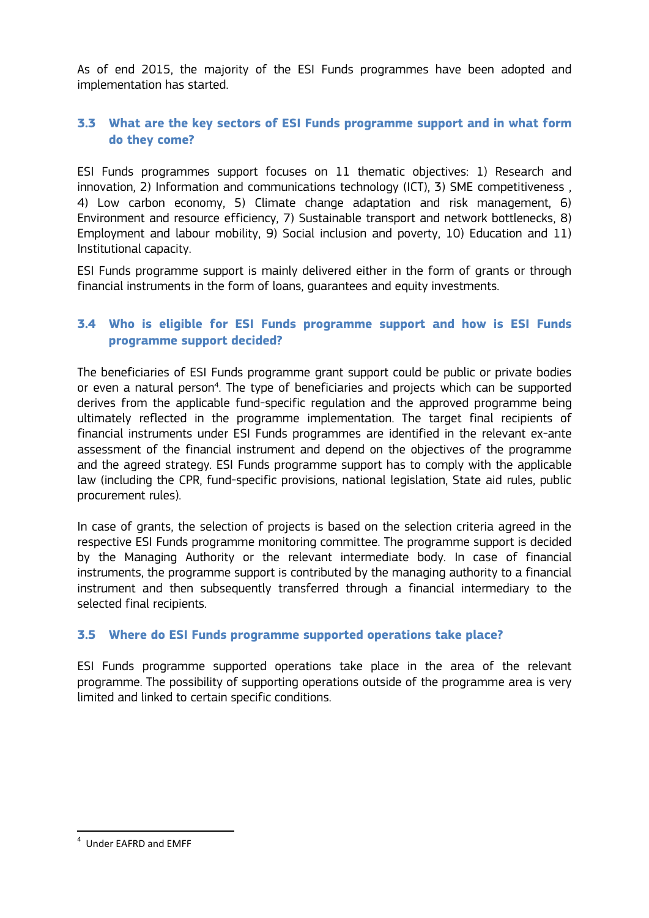As of end 2015, the majority of the ESI Funds programmes have been adopted and implementation has started.

### 3.3 What are the key sectors of ESI Funds programme support and in what form do they come?

ESI Funds programmes support focuses on 11 thematic objectives: 1) Research and innovation, 2) Information and communications technology (ICT), 3) SME competitiveness , 4) Low carbon economy, 5) Climate change adaptation and risk management, 6) Environment and resource efficiency, 7) Sustainable transport and network bottlenecks, 8) Employment and labour mobility, 9) Social inclusion and poverty, 10) Education and 11) Institutional capacity.

ESI Funds programme support is mainly delivered either in the form of grants or through financial instruments in the form of loans, guarantees and equity investments.

### 3.4 Who is eligible for ESI Funds programme support and how is ESI Funds programme support decided?

The beneficiaries of ESI Funds programme grant support could be public or private bodies or even a natural person[4]. The type of beneficiaries and projects which can be supported derives from the applicable fund-specific regulation and the approved programme being ultimately reflected in the programme implementation. The target final recipients of financial instruments under ESI Funds programmes are identified in the relevant ex-ante assessment of the financial instrument and depend on the objectives of the programme and the agreed strategy. ESI Funds programme support has to comply with the applicable law (including the CPR, fund-specific provisions, national legislation, State aid rules, public procurement rules).

In case of grants, the selection of projects is based on the selection criteria agreed in the respective ESI Funds programme monitoring committee. The programme support is decided by the Managing Authority or the relevant intermediate body. In case of financial instruments, the programme support is contributed by the managing authority to a financial instrument and then subsequently transferred through a financial intermediary to the selected final recipients.

### 3.5 Where do ESI Funds programme supported operations take place?

ESI Funds programme supported operations take place in the area of the relevant programme. The possibility of supporting operations outside of the programme area is very limited and linked to certain specific conditions.

---

[4] Under EAFRD and EMFF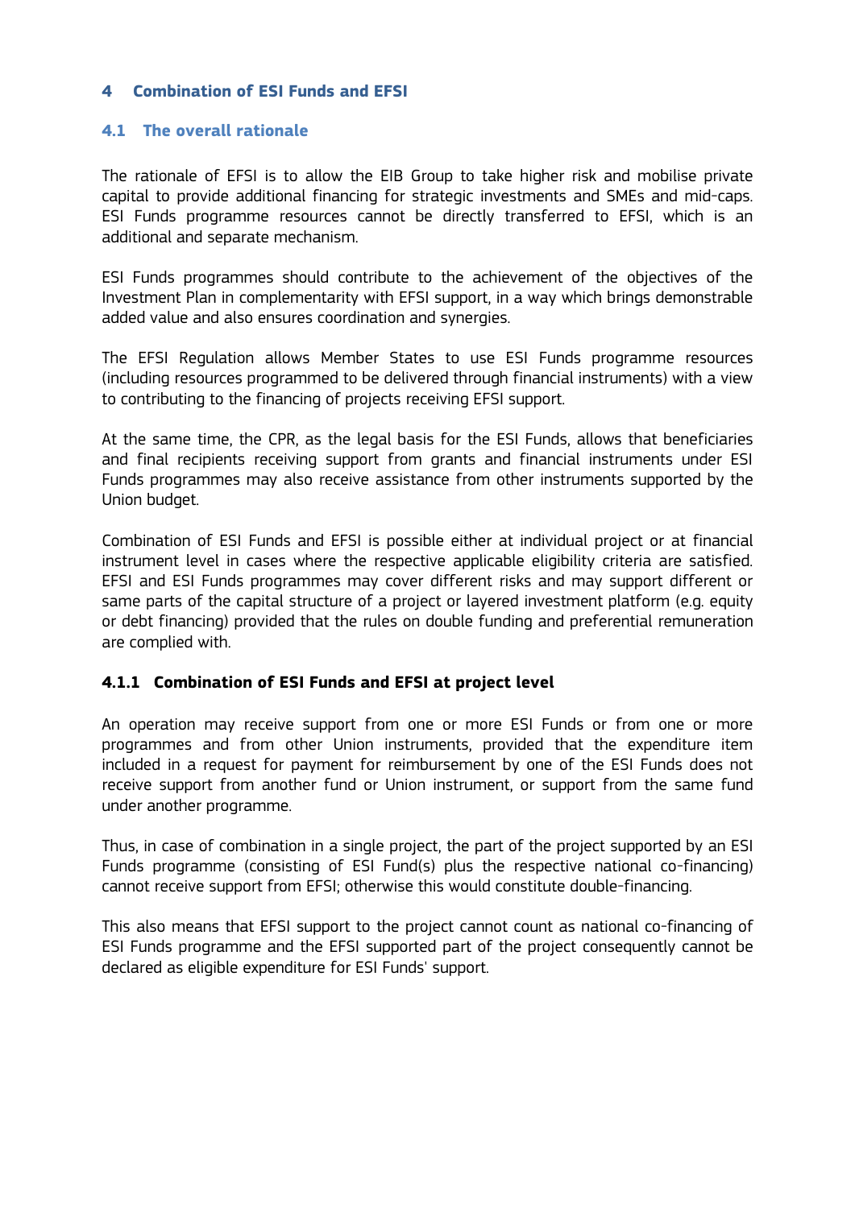## 4 Combination of ESI Funds and EFSI

### 4.1 The overall rationale

The rationale of EFSI is to allow the EIB Group to take higher risk and mobilise private capital to provide additional financing for strategic investments and SMEs and mid-caps. ESI Funds programme resources cannot be directly transferred to EFSI, which is an additional and separate mechanism.

ESI Funds programmes should contribute to the achievement of the objectives of the Investment Plan in complementarity with EFSI support, in a way which brings demonstrable added value and also ensures coordination and synergies.

The EFSI Regulation allows Member States to use ESI Funds programme resources (including resources programmed to be delivered through financial instruments) with a view to contributing to the financing of projects receiving EFSI support.

At the same time, the CPR, as the legal basis for the ESI Funds, allows that beneficiaries and final recipients receiving support from grants and financial instruments under ESI Funds programmes may also receive assistance from other instruments supported by the Union budget.

Combination of ESI Funds and EFSI is possible either at individual project or at financial instrument level in cases where the respective applicable eligibility criteria are satisfied. EFSI and ESI Funds programmes may cover different risks and may support different or same parts of the capital structure of a project or layered investment platform (e.g. equity or debt financing) provided that the rules on double funding and preferential remuneration are complied with.

#### 4.1.1 Combination of ESI Funds and EFSI at project level

An operation may receive support from one or more ESI Funds or from one or more programmes and from other Union instruments, provided that the expenditure item included in a request for payment for reimbursement by one of the ESI Funds does not receive support from another fund or Union instrument, or support from the same fund under another programme.

Thus, in case of combination in a single project, the part of the project supported by an ESI Funds programme (consisting of ESI Fund(s) plus the respective national co-financing) cannot receive support from EFSI; otherwise this would constitute double-financing.

This also means that EFSI support to the project cannot count as national co-financing of ESI Funds programme and the EFSI supported part of the project consequently cannot be declared as eligible expenditure for ESI Funds' support.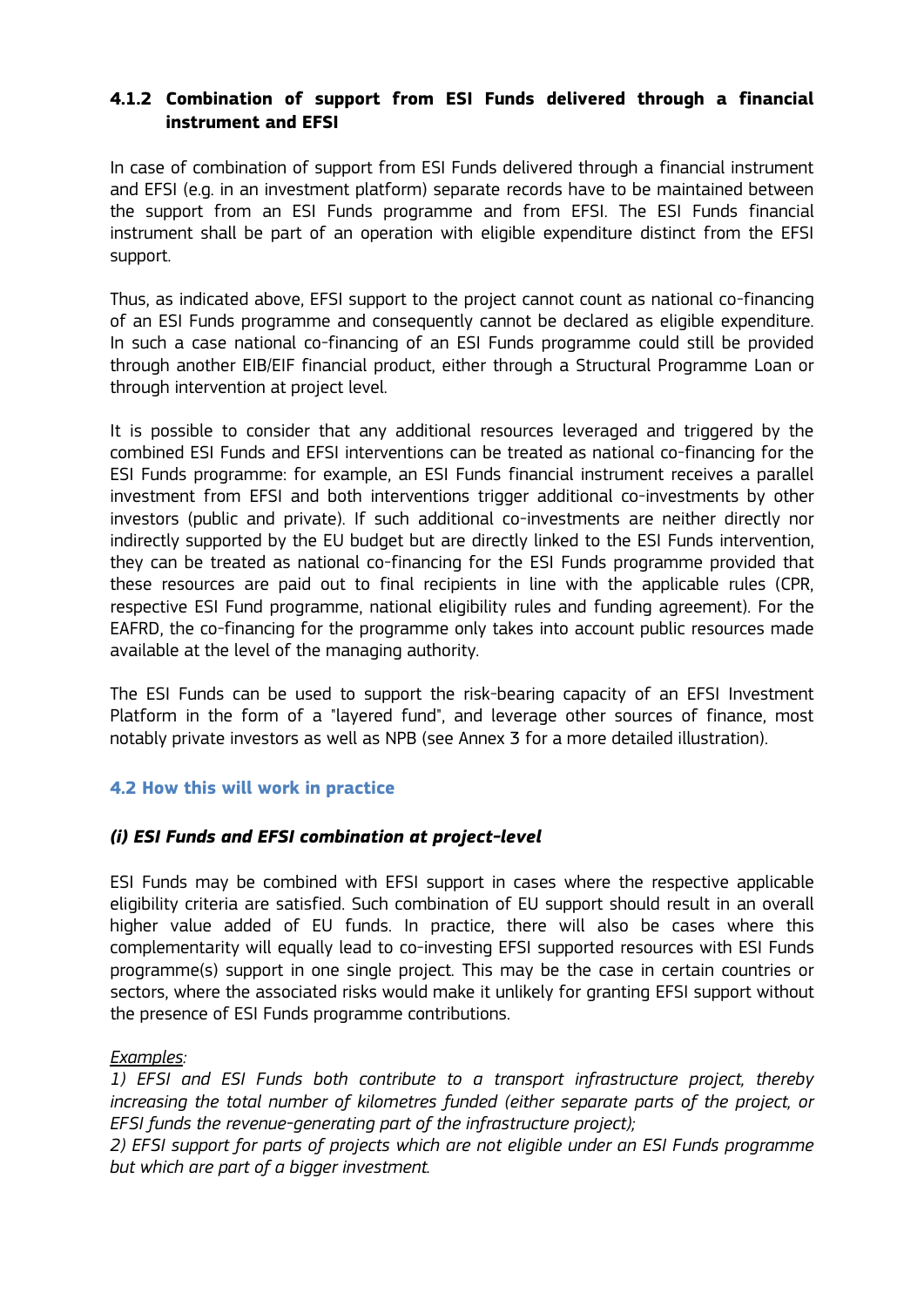### 4.1.2 Combination of support from ESI Funds delivered through a financial instrument and EFSI

In case of combination of support from ESI Funds delivered through a financial instrument and EFSI (e.g. in an investment platform) separate records have to be maintained between the support from an ESI Funds programme and from EFSI. The ESI Funds financial instrument shall be part of an operation with eligible expenditure distinct from the EFSI support.

Thus, as indicated above, EFSI support to the project cannot count as national co-financing of an ESI Funds programme and consequently cannot be declared as eligible expenditure. In such a case national co-financing of an ESI Funds programme could still be provided through another EIB/EIF financial product, either through a Structural Programme Loan or through intervention at project level.

It is possible to consider that any additional resources leveraged and triggered by the combined ESI Funds and EFSI interventions can be treated as national co-financing for the ESI Funds programme: for example, an ESI Funds financial instrument receives a parallel investment from EFSI and both interventions trigger additional co-investments by other investors (public and private). If such additional co-investments are neither directly nor indirectly supported by the EU budget but are directly linked to the ESI Funds intervention, they can be treated as national co-financing for the ESI Funds programme provided that these resources are paid out to final recipients in line with the applicable rules (CPR, respective ESI Fund programme, national eligibility rules and funding agreement). For the EAFRD, the co-financing for the programme only takes into account public resources made available at the level of the managing authority.

The ESI Funds can be used to support the risk-bearing capacity of an EFSI Investment Platform in the form of a "layered fund", and leverage other sources of finance, most notably private investors as well as NPB (see Annex 3 for a more detailed illustration).

## 4.2 How this will work in practice

### *(i) ESI Funds and EFSI combination at project-level*

ESI Funds may be combined with EFSI support in cases where the respective applicable eligibility criteria are satisfied. Such combination of EU support should result in an overall higher value added of EU funds. In practice, there will also be cases where this complementarity will equally lead to co-investing EFSI supported resources with ESI Funds programme(s) support in one single project. This may be the case in certain countries or sectors, where the associated risks would make it unlikely for granting EFSI support without the presence of ESI Funds programme contributions.

*Examples:*

*1) EFSI and ESI Funds both contribute to a transport infrastructure project, thereby increasing the total number of kilometres funded (either separate parts of the project, or EFSI funds the revenue-generating part of the infrastructure project);*

*2) EFSI support for parts of projects which are not eligible under an ESI Funds programme but which are part of a bigger investment.*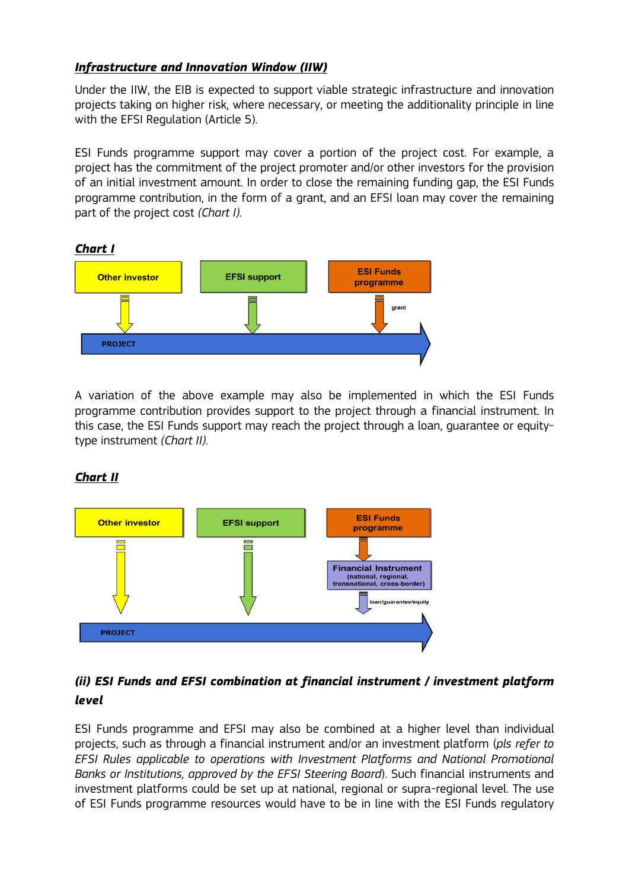***Infrastructure and Innovation Window (IIW)***

Under the IIW, the EIB is expected to support viable strategic infrastructure and innovation projects taking on higher risk, where necessary, or meeting the additionality principle in line with the EFSI Regulation (Article 5).

ESI Funds programme support may cover a portion of the project cost. For example, a project has the commitment of the project promoter and/or other investors for the provision of an initial investment amount. In order to close the remaining funding gap, the ESI Funds programme contribution, in the form of a grant, and an EFSI loan may cover the remaining part of the project cost *(Chart I).*

***Chart I***

Other investor

EFSI support

ESI Funds programme

grant

PROJECT

A variation of the above example may also be implemented in which the ESI Funds programme contribution provides support to the project through a financial instrument. In this case, the ESI Funds support may reach the project through a loan, guarantee or equity-type instrument *(Chart II).*

***Chart II***

Other investor

EFSI support

ESI Funds programme

Financial Instrument (national, regional, transnational, cross-border)

loan/guarantee/equity

PROJECT

***(ii) ESI Funds and EFSI combination at financial instrument / investment platform level***

ESI Funds programme and EFSI may also be combined at a higher level than individual projects, such as through a financial instrument and/or an investment platform (*pls refer to EFSI Rules applicable to operations with Investment Platforms and National Promotional Banks or Institutions, approved by the EFSI Steering Board*). Such financial instruments and investment platforms could be set up at national, regional or supra-regional level. The use of ESI Funds programme resources would have to be in line with the ESI Funds regulatory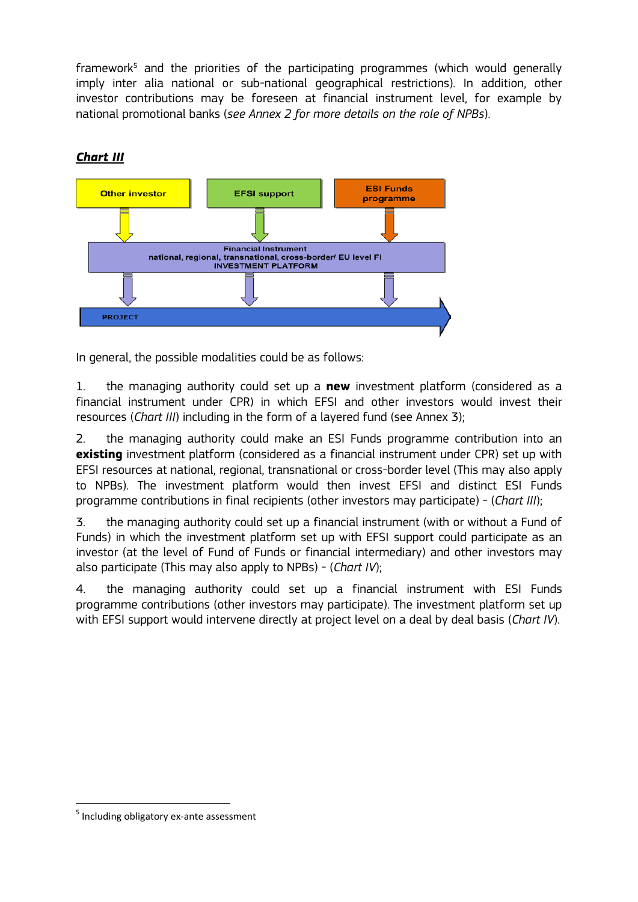framework[5] and the priorities of the participating programmes (which would generally imply inter alia national or sub-national geographical restrictions). In addition, other investor contributions may be foreseen at financial instrument level, for example by national promotional banks (*see Annex 2 for more details on the role of NPBs*).

***Chart III***

Other investor | EFSI support | ESI Funds programme

Financial Instrument
national, regional, transnational, cross-border/ EU level FI
INVESTMENT PLATFORM

PROJECT

In general, the possible modalities could be as follows:

1. the managing authority could set up a **new** investment platform (considered as a financial instrument under CPR) in which EFSI and other investors would invest their resources (*Chart III*) including in the form of a layered fund (see Annex 3);

2. the managing authority could make an ESI Funds programme contribution into an **existing** investment platform (considered as a financial instrument under CPR) set up with EFSI resources at national, regional, transnational or cross-border level (This may also apply to NPBs). The investment platform would then invest EFSI and distinct ESI Funds programme contributions in final recipients (other investors may participate) - (*Chart III*);

3. the managing authority could set up a financial instrument (with or without a Fund of Funds) in which the investment platform set up with EFSI support could participate as an investor (at the level of Fund of Funds or financial intermediary) and other investors may also participate (This may also apply to NPBs) - (*Chart IV*);

4. the managing authority could set up a financial instrument with ESI Funds programme contributions (other investors may participate). The investment platform set up with EFSI support would intervene directly at project level on a deal by deal basis (*Chart IV*).

[5] Including obligatory ex-ante assessment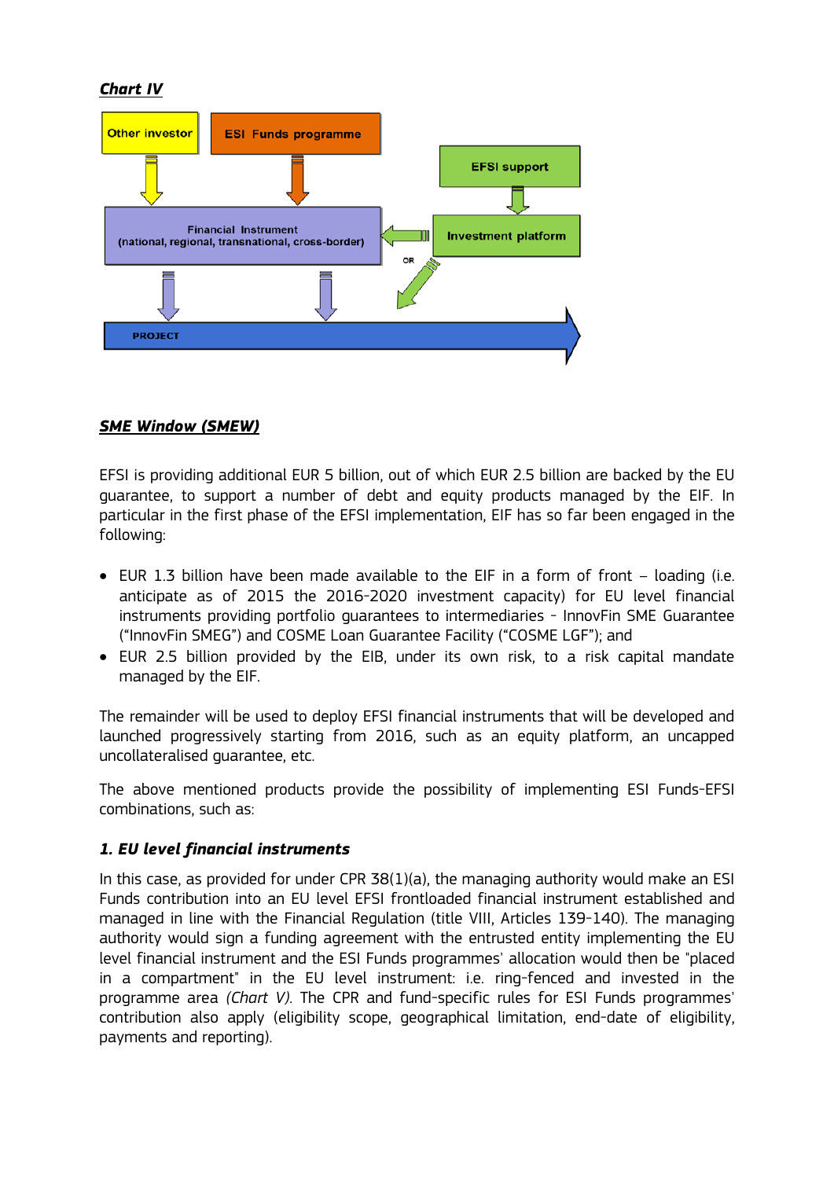***Chart IV***

Other investor | ESI Funds programme | EFSI support | Financial Instrument (national, regional, transnational, cross-border) | Investment platform | OR | PROJECT

***SME Window (SMEW)***

EFSI is providing additional EUR 5 billion, out of which EUR 2.5 billion are backed by the EU guarantee, to support a number of debt and equity products managed by the EIF. In particular in the first phase of the EFSI implementation, EIF has so far been engaged in the following:

- EUR 1.3 billion have been made available to the EIF in a form of front – loading (i.e. anticipate as of 2015 the 2016-2020 investment capacity) for EU level financial instruments providing portfolio guarantees to intermediaries - InnovFin SME Guarantee ("InnovFin SMEG") and COSME Loan Guarantee Facility ("COSME LGF"); and
- EUR 2.5 billion provided by the EIB, under its own risk, to a risk capital mandate managed by the EIF.

The remainder will be used to deploy EFSI financial instruments that will be developed and launched progressively starting from 2016, such as an equity platform, an uncapped uncollateralised guarantee, etc.

The above mentioned products provide the possibility of implementing ESI Funds-EFSI combinations, such as:

### *1. EU level financial instruments*

In this case, as provided for under CPR 38(1)(a), the managing authority would make an ESI Funds contribution into an EU level EFSI frontloaded financial instrument established and managed in line with the Financial Regulation (title VIII, Articles 139-140). The managing authority would sign a funding agreement with the entrusted entity implementing the EU level financial instrument and the ESI Funds programmes' allocation would then be "placed in a compartment" in the EU level instrument: i.e. ring-fenced and invested in the programme area *(Chart V)*. The CPR and fund-specific rules for ESI Funds programmes' contribution also apply (eligibility scope, geographical limitation, end-date of eligibility, payments and reporting).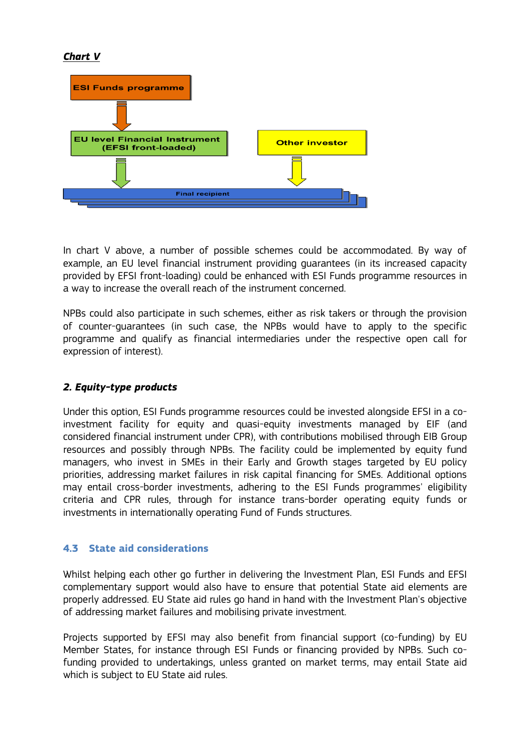***Chart V***

ESI Funds programme

EU level Financial Instrument (EFSI front-loaded)

Other investor

Final recipient

In chart V above, a number of possible schemes could be accommodated. By way of example, an EU level financial instrument providing guarantees (in its increased capacity provided by EFSI front-loading) could be enhanced with ESI Funds programme resources in a way to increase the overall reach of the instrument concerned.

NPBs could also participate in such schemes, either as risk takers or through the provision of counter-guarantees (in such case, the NPBs would have to apply to the specific programme and qualify as financial intermediaries under the respective open call for expression of interest).

### *2. Equity-type products*

Under this option, ESI Funds programme resources could be invested alongside EFSI in a co-investment facility for equity and quasi-equity investments managed by EIF (and considered financial instrument under CPR), with contributions mobilised through EIB Group resources and possibly through NPBs. The facility could be implemented by equity fund managers, who invest in SMEs in their Early and Growth stages targeted by EU policy priorities, addressing market failures in risk capital financing for SMEs. Additional options may entail cross-border investments, adhering to the ESI Funds programmes' eligibility criteria and CPR rules, through for instance trans-border operating equity funds or investments in internationally operating Fund of Funds structures.

## 4.3 State aid considerations

Whilst helping each other go further in delivering the Investment Plan, ESI Funds and EFSI complementary support would also have to ensure that potential State aid elements are properly addressed. EU State aid rules go hand in hand with the Investment Plan's objective of addressing market failures and mobilising private investment.

Projects supported by EFSI may also benefit from financial support (co-funding) by EU Member States, for instance through ESI Funds or financing provided by NPBs. Such co-funding provided to undertakings, unless granted on market terms, may entail State aid which is subject to EU State aid rules.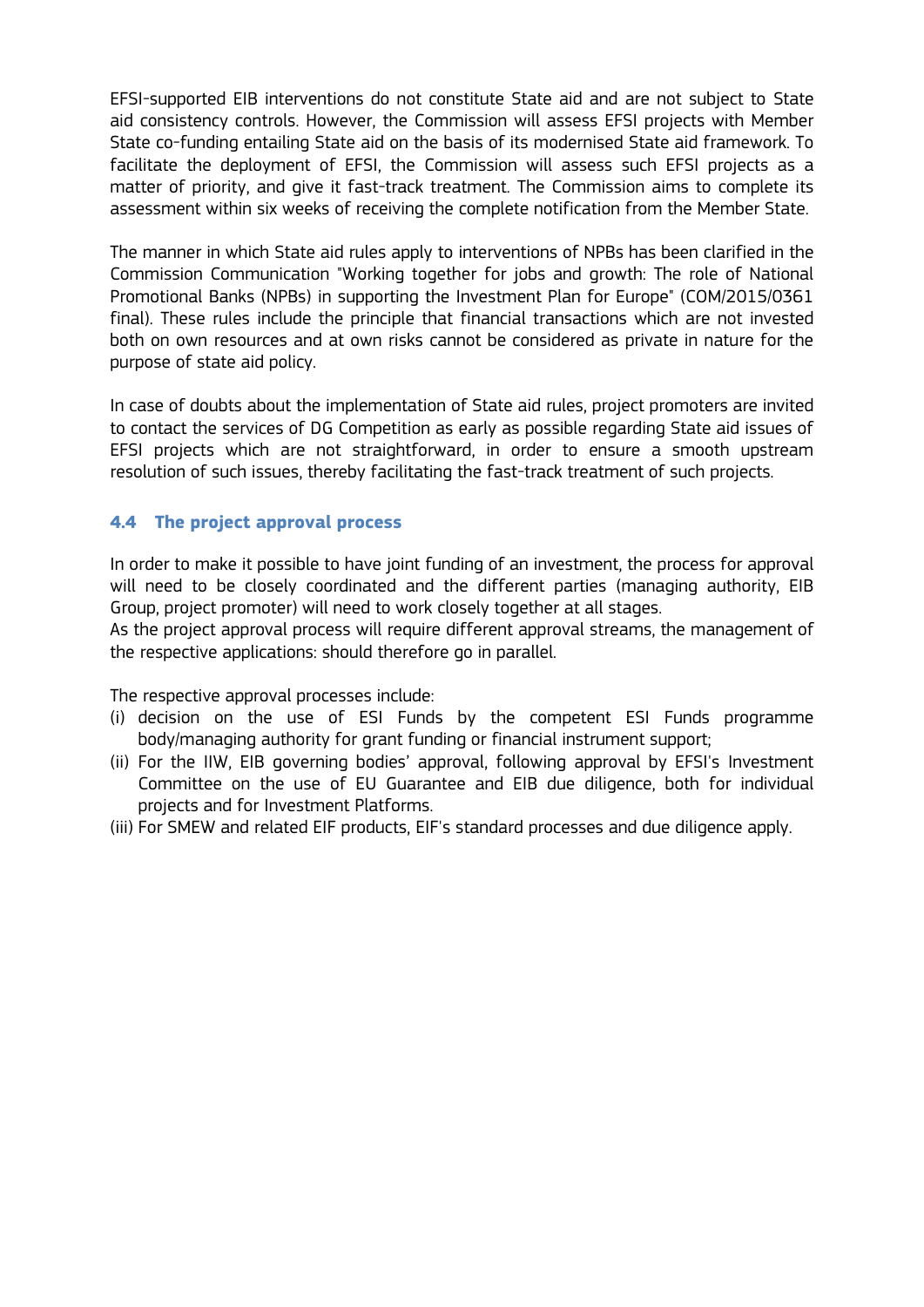EFSI-supported EIB interventions do not constitute State aid and are not subject to State aid consistency controls. However, the Commission will assess EFSI projects with Member State co-funding entailing State aid on the basis of its modernised State aid framework. To facilitate the deployment of EFSI, the Commission will assess such EFSI projects as a matter of priority, and give it fast-track treatment. The Commission aims to complete its assessment within six weeks of receiving the complete notification from the Member State.

The manner in which State aid rules apply to interventions of NPBs has been clarified in the Commission Communication "Working together for jobs and growth: The role of National Promotional Banks (NPBs) in supporting the Investment Plan for Europe" (COM/2015/0361 final). These rules include the principle that financial transactions which are not invested both on own resources and at own risks cannot be considered as private in nature for the purpose of state aid policy.

In case of doubts about the implementation of State aid rules, project promoters are invited to contact the services of DG Competition as early as possible regarding State aid issues of EFSI projects which are not straightforward, in order to ensure a smooth upstream resolution of such issues, thereby facilitating the fast-track treatment of such projects.

### 4.4 The project approval process

In order to make it possible to have joint funding of an investment, the process for approval will need to be closely coordinated and the different parties (managing authority, EIB Group, project promoter) will need to work closely together at all stages.
As the project approval process will require different approval streams, the management of the respective applications: should therefore go in parallel.

The respective approval processes include:

(i) decision on the use of ESI Funds by the competent ESI Funds programme body/managing authority for grant funding or financial instrument support;
(ii) For the IIW, EIB governing bodies' approval, following approval by EFSI's Investment Committee on the use of EU Guarantee and EIB due diligence, both for individual projects and for Investment Platforms.
(iii) For SMEW and related EIF products, EIF's standard processes and due diligence apply.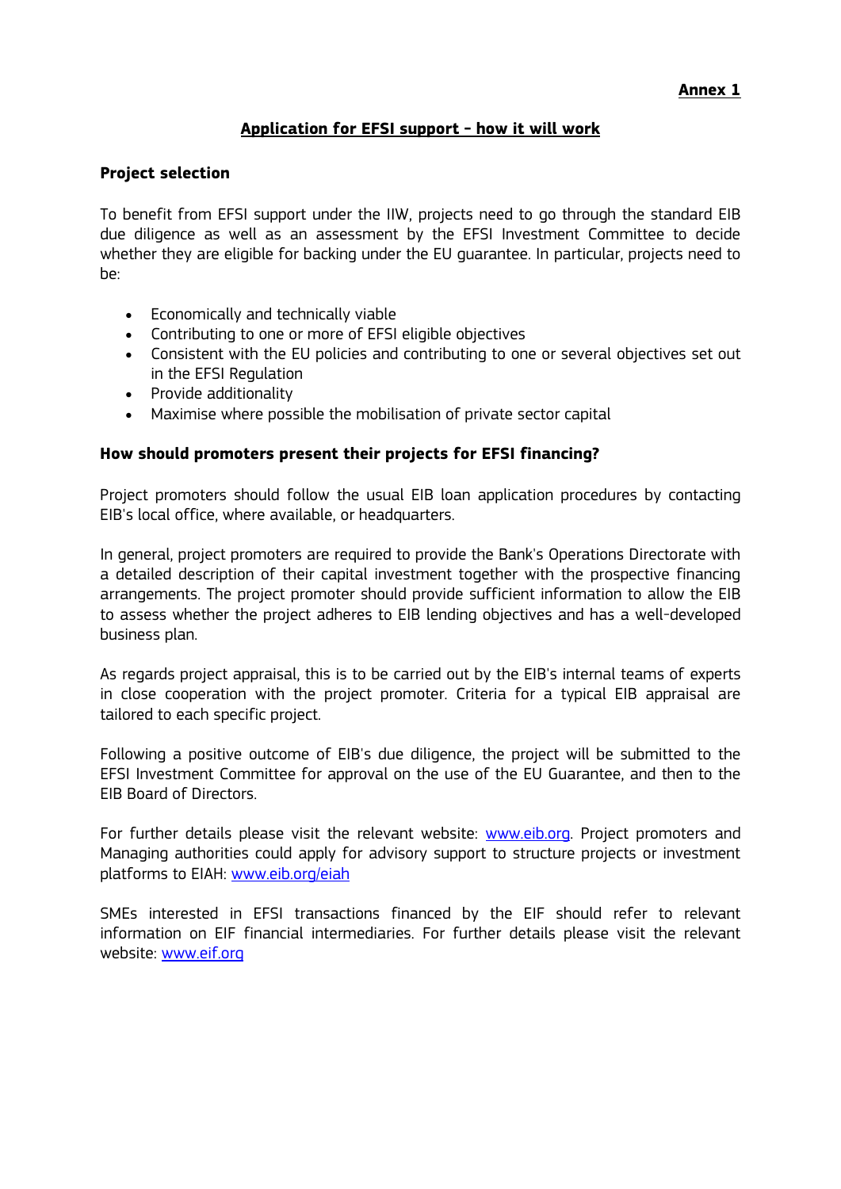**Annex 1**

## Application for EFSI support – how it will work

### Project selection

To benefit from EFSI support under the IIW, projects need to go through the standard EIB due diligence as well as an assessment by the EFSI Investment Committee to decide whether they are eligible for backing under the EU guarantee. In particular, projects need to be:

- Economically and technically viable
- Contributing to one or more of EFSI eligible objectives
- Consistent with the EU policies and contributing to one or several objectives set out in the EFSI Regulation
- Provide additionality
- Maximise where possible the mobilisation of private sector capital

### How should promoters present their projects for EFSI financing?

Project promoters should follow the usual EIB loan application procedures by contacting EIB's local office, where available, or headquarters.

In general, project promoters are required to provide the Bank's Operations Directorate with a detailed description of their capital investment together with the prospective financing arrangements. The project promoter should provide sufficient information to allow the EIB to assess whether the project adheres to EIB lending objectives and has a well-developed business plan.

As regards project appraisal, this is to be carried out by the EIB's internal teams of experts in close cooperation with the project promoter. Criteria for a typical EIB appraisal are tailored to each specific project.

Following a positive outcome of EIB's due diligence, the project will be submitted to the EFSI Investment Committee for approval on the use of the EU Guarantee, and then to the EIB Board of Directors.

For further details please visit the relevant website: [www.eib.org](http://www.eib.org). Project promoters and Managing authorities could apply for advisory support to structure projects or investment platforms to EIAH: [www.eib.org/eiah](http://www.eib.org/eiah)

SMEs interested in EFSI transactions financed by the EIF should refer to relevant information on EIF financial intermediaries. For further details please visit the relevant website: [www.eif.org](http://www.eif.org)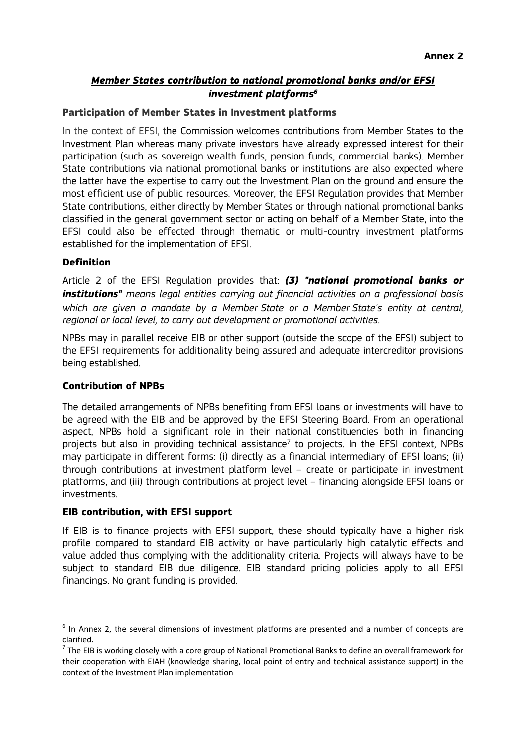**Annex 2**

## *Member States contribution to national promotional banks and/or EFSI investment platforms*[6]

### Participation of Member States in Investment platforms

In the context of EFSI, the Commission welcomes contributions from Member States to the Investment Plan whereas many private investors have already expressed interest for their participation (such as sovereign wealth funds, pension funds, commercial banks). Member State contributions via national promotional banks or institutions are also expected where the latter have the expertise to carry out the Investment Plan on the ground and ensure the most efficient use of public resources. Moreover, the EFSI Regulation provides that Member State contributions, either directly by Member States or through national promotional banks classified in the general government sector or acting on behalf of a Member State, into the EFSI could also be effected through thematic or multi-country investment platforms established for the implementation of EFSI.

### Definition

Article 2 of the EFSI Regulation provides that: ***(3) "national promotional banks or institutions"*** *means legal entities carrying out financial activities on a professional basis which are given a mandate by a Member State or a Member State's entity at central, regional or local level, to carry out development or promotional activities*.

NPBs may in parallel receive EIB or other support (outside the scope of the EFSI) subject to the EFSI requirements for additionality being assured and adequate intercreditor provisions being established.

### Contribution of NPBs

The detailed arrangements of NPBs benefiting from EFSI loans or investments will have to be agreed with the EIB and be approved by the EFSI Steering Board. From an operational aspect, NPBs hold a significant role in their national constituencies both in financing projects but also in providing technical assistance[7] to projects. In the EFSI context, NPBs may participate in different forms: (i) directly as a financial intermediary of EFSI loans; (ii) through contributions at investment platform level – create or participate in investment platforms, and (iii) through contributions at project level – financing alongside EFSI loans or investments.

### EIB contribution, with EFSI support

If EIB is to finance projects with EFSI support, these should typically have a higher risk profile compared to standard EIB activity or have particularly high catalytic effects and value added thus complying with the additionality criteria. Projects will always have to be subject to standard EIB due diligence. EIB standard pricing policies apply to all EFSI financings. No grant funding is provided.

---

[6] In Annex 2, the several dimensions of investment platforms are presented and a number of concepts are clarified.

[7] The EIB is working closely with a core group of National Promotional Banks to define an overall framework for their cooperation with EIAH (knowledge sharing, local point of entry and technical assistance support) in the context of the Investment Plan implementation.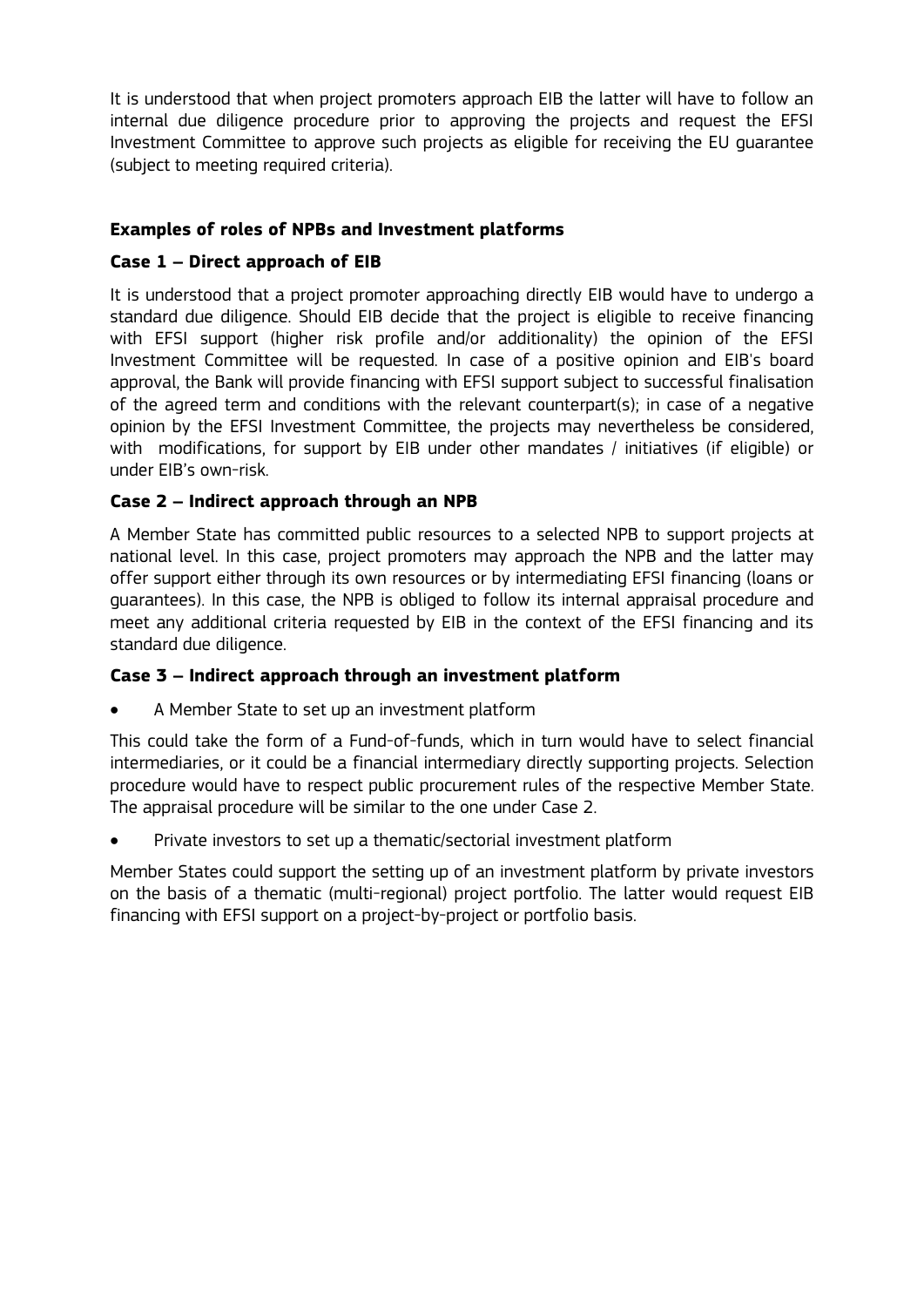It is understood that when project promoters approach EIB the latter will have to follow an internal due diligence procedure prior to approving the projects and request the EFSI Investment Committee to approve such projects as eligible for receiving the EU guarantee (subject to meeting required criteria).

### Examples of roles of NPBs and Investment platforms

#### Case 1 – Direct approach of EIB

It is understood that a project promoter approaching directly EIB would have to undergo a standard due diligence. Should EIB decide that the project is eligible to receive financing with EFSI support (higher risk profile and/or additionality) the opinion of the EFSI Investment Committee will be requested. In case of a positive opinion and EIB's board approval, the Bank will provide financing with EFSI support subject to successful finalisation of the agreed term and conditions with the relevant counterpart(s); in case of a negative opinion by the EFSI Investment Committee, the projects may nevertheless be considered, with modifications, for support by EIB under other mandates / initiatives (if eligible) or under EIB's own-risk.

#### Case 2 – Indirect approach through an NPB

A Member State has committed public resources to a selected NPB to support projects at national level. In this case, project promoters may approach the NPB and the latter may offer support either through its own resources or by intermediating EFSI financing (loans or guarantees). In this case, the NPB is obliged to follow its internal appraisal procedure and meet any additional criteria requested by EIB in the context of the EFSI financing and its standard due diligence.

#### Case 3 – Indirect approach through an investment platform

- A Member State to set up an investment platform

This could take the form of a Fund-of-funds, which in turn would have to select financial intermediaries, or it could be a financial intermediary directly supporting projects. Selection procedure would have to respect public procurement rules of the respective Member State. The appraisal procedure will be similar to the one under Case 2.

- Private investors to set up a thematic/sectorial investment platform

Member States could support the setting up of an investment platform by private investors on the basis of a thematic (multi-regional) project portfolio. The latter would request EIB financing with EFSI support on a project-by-project or portfolio basis.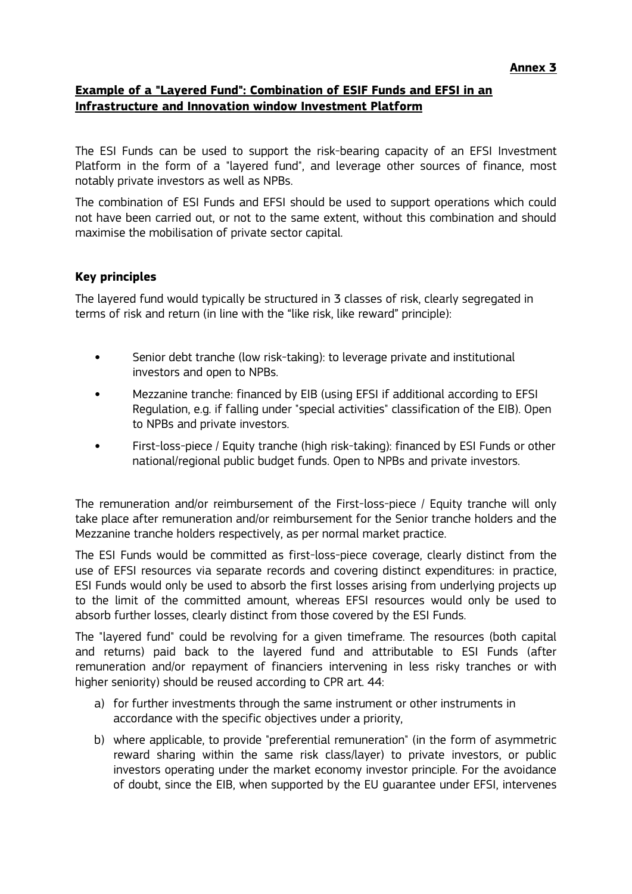**Annex 3**

## **Example of a "Layered Fund": Combination of ESIF Funds and EFSI in an Infrastructure and Innovation window Investment Platform**

The ESI Funds can be used to support the risk-bearing capacity of an EFSI Investment Platform in the form of a "layered fund", and leverage other sources of finance, most notably private investors as well as NPBs.

The combination of ESI Funds and EFSI should be used to support operations which could not have been carried out, or not to the same extent, without this combination and should maximise the mobilisation of private sector capital.

### **Key principles**

The layered fund would typically be structured in 3 classes of risk, clearly segregated in terms of risk and return (in line with the "like risk, like reward" principle):

- Senior debt tranche (low risk-taking): to leverage private and institutional investors and open to NPBs.
- Mezzanine tranche: financed by EIB (using EFSI if additional according to EFSI Regulation, e.g. if falling under "special activities" classification of the EIB). Open to NPBs and private investors.
- First-loss-piece / Equity tranche (high risk-taking): financed by ESI Funds or other national/regional public budget funds. Open to NPBs and private investors.

The remuneration and/or reimbursement of the First-loss-piece / Equity tranche will only take place after remuneration and/or reimbursement for the Senior tranche holders and the Mezzanine tranche holders respectively, as per normal market practice.

The ESI Funds would be committed as first-loss-piece coverage, clearly distinct from the use of EFSI resources via separate records and covering distinct expenditures: in practice, ESI Funds would only be used to absorb the first losses arising from underlying projects up to the limit of the committed amount, whereas EFSI resources would only be used to absorb further losses, clearly distinct from those covered by the ESI Funds.

The "layered fund" could be revolving for a given timeframe. The resources (both capital and returns) paid back to the layered fund and attributable to ESI Funds (after remuneration and/or repayment of financiers intervening in less risky tranches or with higher seniority) should be reused according to CPR art. 44:

a) for further investments through the same instrument or other instruments in accordance with the specific objectives under a priority,
b) where applicable, to provide "preferential remuneration" (in the form of asymmetric reward sharing within the same risk class/layer) to private investors, or public investors operating under the market economy investor principle. For the avoidance of doubt, since the EIB, when supported by the EU guarantee under EFSI, intervenes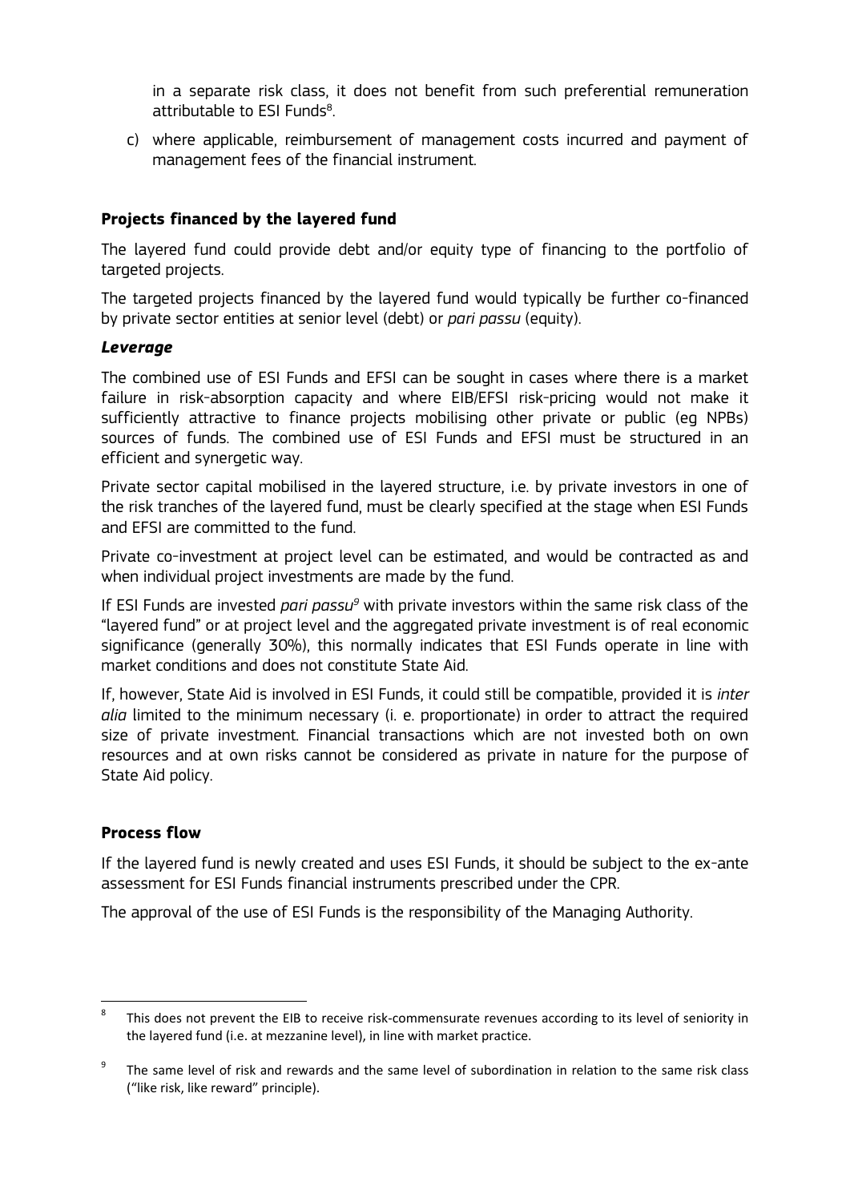in a separate risk class, it does not benefit from such preferential remuneration attributable to ESI Funds[8].

c) where applicable, reimbursement of management costs incurred and payment of management fees of the financial instrument.

### Projects financed by the layered fund

The layered fund could provide debt and/or equity type of financing to the portfolio of targeted projects.

The targeted projects financed by the layered fund would typically be further co-financed by private sector entities at senior level (debt) or *pari passu* (equity).

#### *Leverage*

The combined use of ESI Funds and EFSI can be sought in cases where there is a market failure in risk-absorption capacity and where EIB/EFSI risk-pricing would not make it sufficiently attractive to finance projects mobilising other private or public (eg NPBs) sources of funds. The combined use of ESI Funds and EFSI must be structured in an efficient and synergetic way.

Private sector capital mobilised in the layered structure, i.e. by private investors in one of the risk tranches of the layered fund, must be clearly specified at the stage when ESI Funds and EFSI are committed to the fund.

Private co-investment at project level can be estimated, and would be contracted as and when individual project investments are made by the fund.

If ESI Funds are invested *pari passu*[9] with private investors within the same risk class of the "layered fund" or at project level and the aggregated private investment is of real economic significance (generally 30%), this normally indicates that ESI Funds operate in line with market conditions and does not constitute State Aid.

If, however, State Aid is involved in ESI Funds, it could still be compatible, provided it is *inter alia* limited to the minimum necessary (i. e. proportionate) in order to attract the required size of private investment. Financial transactions which are not invested both on own resources and at own risks cannot be considered as private in nature for the purpose of State Aid policy.

### Process flow

If the layered fund is newly created and uses ESI Funds, it should be subject to the ex-ante assessment for ESI Funds financial instruments prescribed under the CPR.

The approval of the use of ESI Funds is the responsibility of the Managing Authority.

---

[8] This does not prevent the EIB to receive risk-commensurate revenues according to its level of seniority in the layered fund (i.e. at mezzanine level), in line with market practice.

[9] The same level of risk and rewards and the same level of subordination in relation to the same risk class ("like risk, like reward" principle).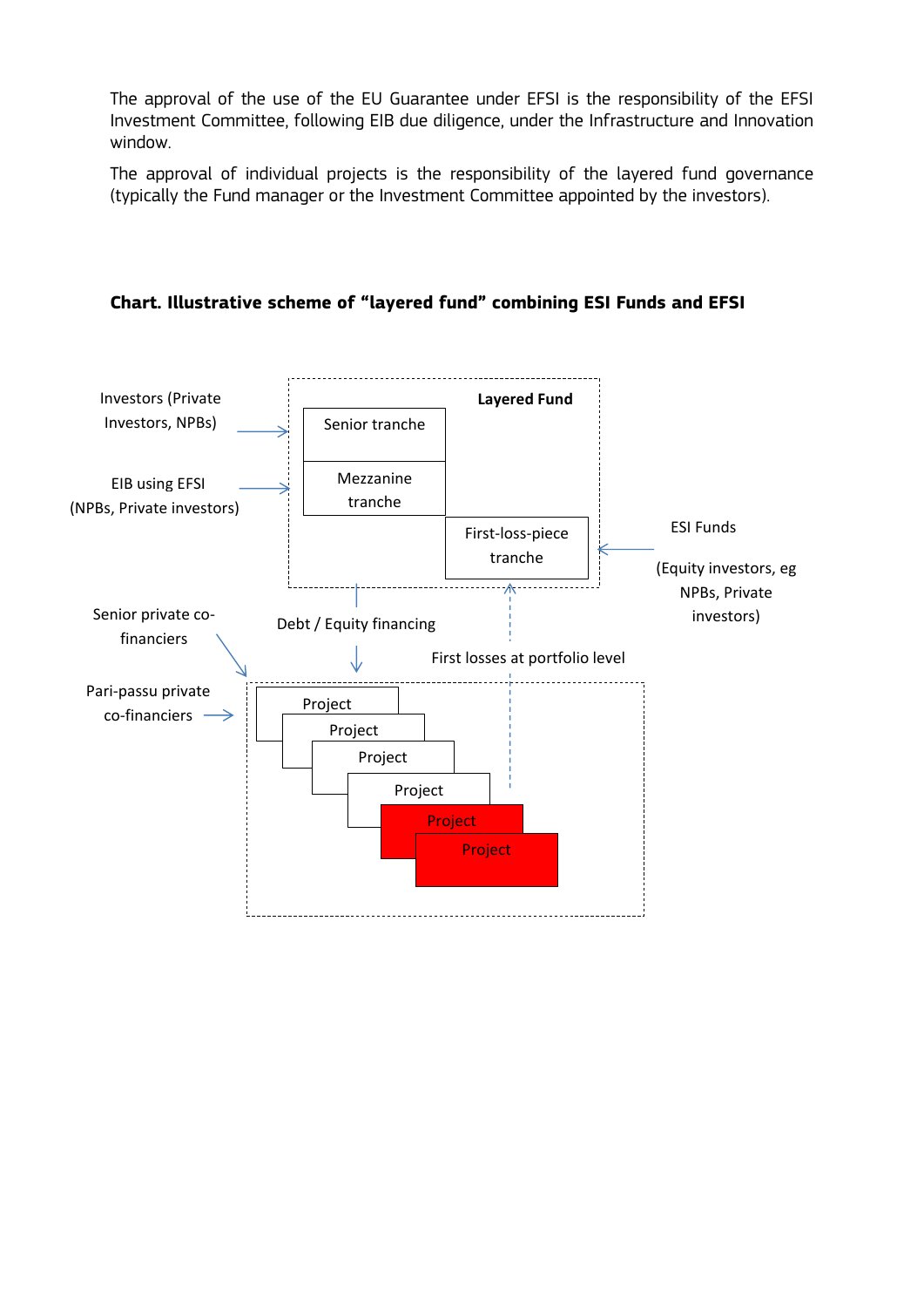The approval of the use of the EU Guarantee under EFSI is the responsibility of the EFSI Investment Committee, following EIB due diligence, under the Infrastructure and Innovation window.

The approval of individual projects is the responsibility of the layered fund governance (typically the Fund manager or the Investment Committee appointed by the investors).

**Chart. Illustrative scheme of "layered fund" combining ESI Funds and EFSI**

Investors (Private Investors, NPBs)

EIB using EFSI (NPBs, Private investors)

**Layered Fund**

Senior tranche

Mezzanine tranche

First-loss-piece tranche

ESI Funds

(Equity investors, eg NPBs, Private investors)

Senior private co-financiers

Debt / Equity financing

First losses at portfolio level

Pari-passu private co-financiers

Project

Project

Project

Project

Project

Project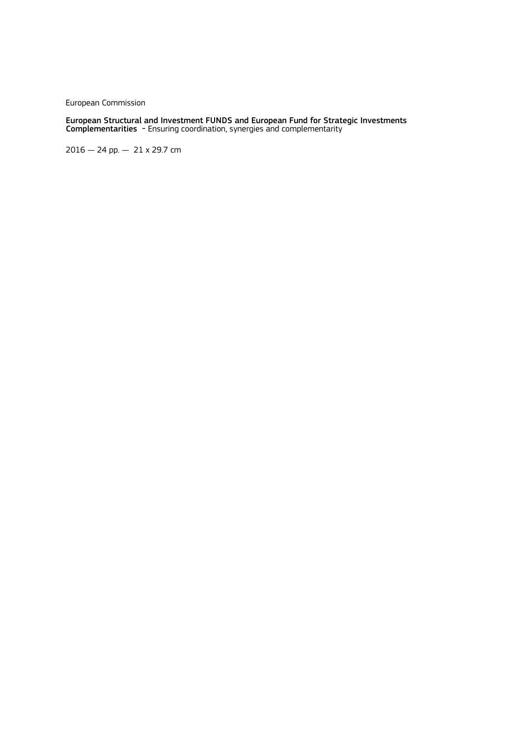European Commission

**European Structural and Investment FUNDS and European Fund for Strategic Investments Complementarities** - Ensuring coordination, synergies and complementarity

2016 — 24 pp. — 21 x 29.7 cm